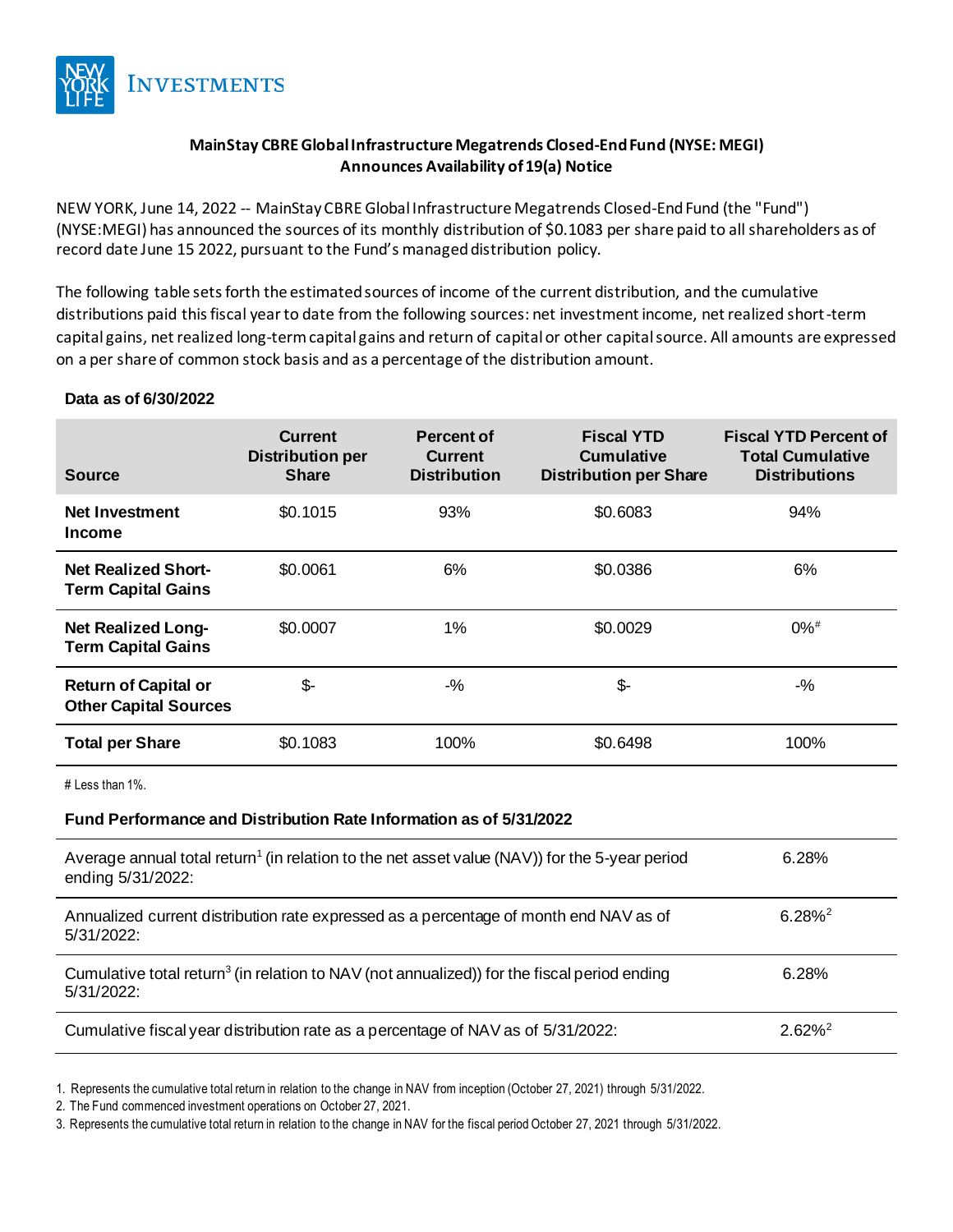NEW YORK LIFE INVESTMENTS

**MainStay CBRE Global Infrastructure Megatrends Closed-End Fund (NYSE: MEGI)**
**Announces Availability of 19(a) Notice**

NEW YORK, June 14, 2022 -- MainStay CBRE Global Infrastructure Megatrends Closed-End Fund (the "Fund") (NYSE:MEGI) has announced the sources of its monthly distribution of $0.1083 per share paid to all shareholders as of record date June 15 2022, pursuant to the Fund's managed distribution policy.

The following table sets forth the estimated sources of income of the current distribution, and the cumulative distributions paid this fiscal year to date from the following sources: net investment income, net realized short-term capital gains, net realized long-term capital gains and return of capital or other capital source. All amounts are expressed on a per share of common stock basis and as a percentage of the distribution amount.

**Data as of 6/30/2022**

| Source | Current Distribution per Share | Percent of Current Distribution | Fiscal YTD Cumulative Distribution per Share | Fiscal YTD Percent of Total Cumulative Distributions |
|---|---|---|---|---|
| **Net Investment Income** | $0.1015 | 93% | $0.6083 | 94% |
| **Net Realized Short-Term Capital Gains** | $0.0061 | 6% | $0.0386 | 6% |
| **Net Realized Long-Term Capital Gains** | $0.0007 | 1% | $0.0029 | 0%# |
| **Return of Capital or Other Capital Sources** | $- | -% | $- | -% |
| **Total per Share** | $0.1083 | 100% | $0.6498 | 100% |

# Less than 1%.

**Fund Performance and Distribution Rate Information as of 5/31/2022**

| | |
|---|---|
| Average annual total return[1] (in relation to the net asset value (NAV)) for the 5-year period ending 5/31/2022: | 6.28% |
| Annualized current distribution rate expressed as a percentage of month end NAV as of 5/31/2022: | 6.28%[2] |
| Cumulative total return[3] (in relation to NAV (not annualized)) for the fiscal period ending 5/31/2022: | 6.28% |
| Cumulative fiscal year distribution rate as a percentage of NAV as of 5/31/2022: | 2.62%[2] |

1. Represents the cumulative total return in relation to the change in NAV from inception (October 27, 2021) through 5/31/2022.
2. The Fund commenced investment operations on October 27, 2021.
3. Represents the cumulative total return in relation to the change in NAV for the fiscal period October 27, 2021 through 5/31/2022.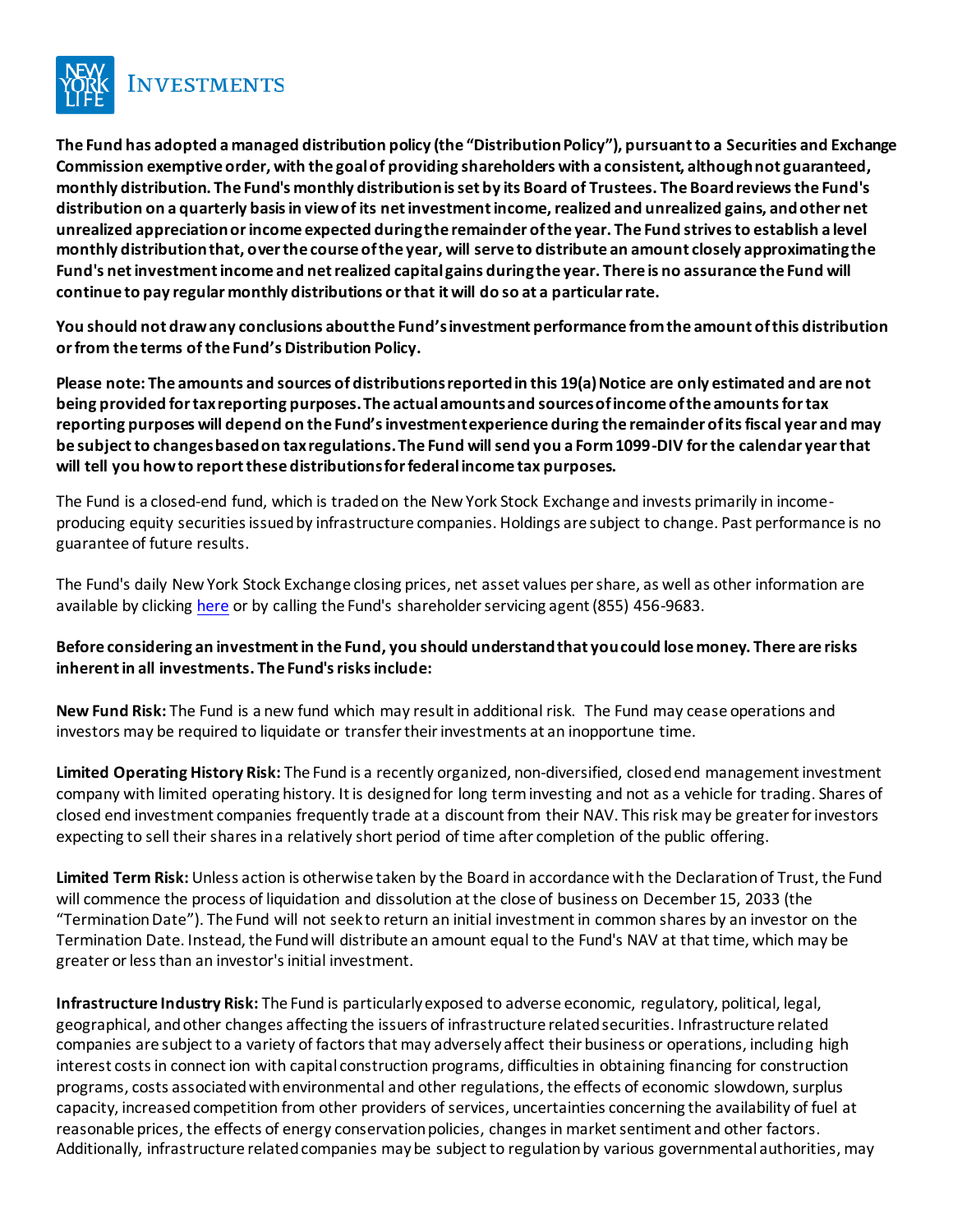**The Fund has adopted a managed distribution policy (the "Distribution Policy"), pursuant to a Securities and Exchange Commission exemptive order, with the goal of providing shareholders with a consistent, although not guaranteed, monthly distribution. The Fund's monthly distribution is set by its Board of Trustees. The Board reviews the Fund's distribution on a quarterly basis in view of its net investment income, realized and unrealized gains, and other net unrealized appreciation or income expected during the remainder of the year. The Fund strives to establish a level monthly distribution that, over the course of the year, will serve to distribute an amount closely approximating the Fund's net investment income and net realized capital gains during the year. There is no assurance the Fund will continue to pay regular monthly distributions or that it will do so at a particular rate.**

**You should not draw any conclusions about the Fund's investment performance from the amount of this distribution or from the terms of the Fund's Distribution Policy.**

**Please note: The amounts and sources of distributions reported in this 19(a) Notice are only estimated and are not being provided for tax reporting purposes. The actual amounts and sources of income of the amounts for tax reporting purposes will depend on the Fund's investment experience during the remainder of its fiscal year and may be subject to changes based on tax regulations. The Fund will send you a Form 1099-DIV for the calendar year that will tell you how to report these distributions for federal income tax purposes.**

The Fund is a closed-end fund, which is traded on the New York Stock Exchange and invests primarily in income-producing equity securities issued by infrastructure companies. Holdings are subject to change. Past performance is no guarantee of future results.

The Fund's daily New York Stock Exchange closing prices, net asset values per share, as well as other information are available by clicking here or by calling the Fund's shareholder servicing agent (855) 456-9683.

**Before considering an investment in the Fund, you should understand that you could lose money. There are risks inherent in all investments. The Fund's risks include:**

**New Fund Risk:** The Fund is a new fund which may result in additional risk. The Fund may cease operations and investors may be required to liquidate or transfer their investments at an inopportune time.

**Limited Operating History Risk:** The Fund is a recently organized, non-diversified, closed end management investment company with limited operating history. It is designed for long term investing and not as a vehicle for trading. Shares of closed end investment companies frequently trade at a discount from their NAV. This risk may be greater for investors expecting to sell their shares in a relatively short period of time after completion of the public offering.

**Limited Term Risk:** Unless action is otherwise taken by the Board in accordance with the Declaration of Trust, the Fund will commence the process of liquidation and dissolution at the close of business on December 15, 2033 (the "Termination Date"). The Fund will not seek to return an initial investment in common shares by an investor on the Termination Date. Instead, the Fund will distribute an amount equal to the Fund's NAV at that time, which may be greater or less than an investor's initial investment.

**Infrastructure Industry Risk:** The Fund is particularly exposed to adverse economic, regulatory, political, legal, geographical, and other changes affecting the issuers of infrastructure related securities. Infrastructure related companies are subject to a variety of factors that may adversely affect their business or operations, including high interest costs in connection with capital construction programs, difficulties in obtaining financing for construction programs, costs associated with environmental and other regulations, the effects of economic slowdown, surplus capacity, increased competition from other providers of services, uncertainties concerning the availability of fuel at reasonable prices, the effects of energy conservation policies, changes in market sentiment and other factors. Additionally, infrastructure related companies may be subject to regulation by various governmental authorities, may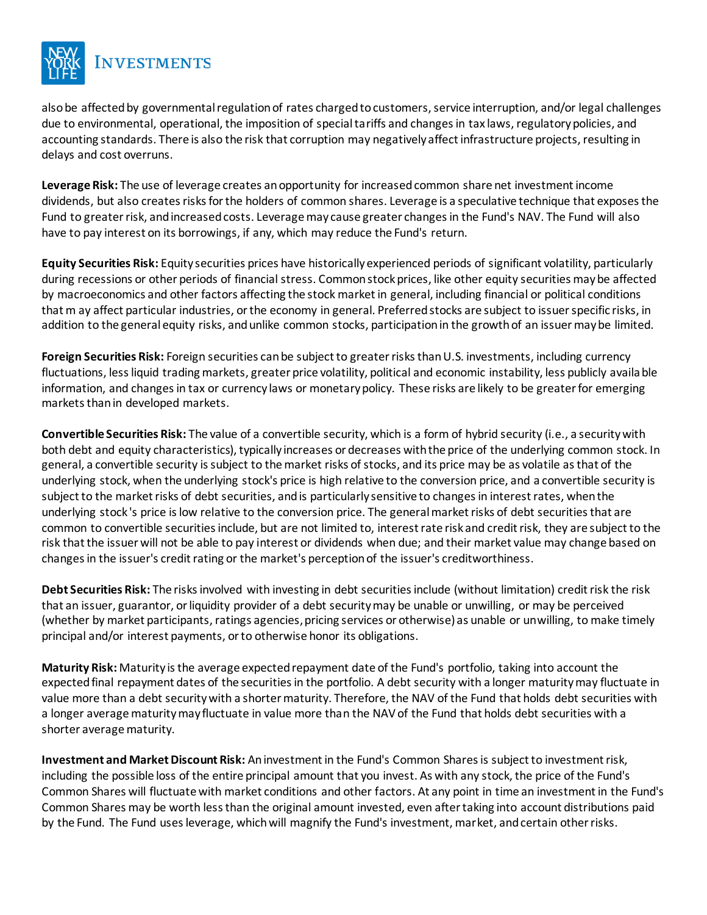also be affected by governmental regulation of rates charged to customers, service interruption, and/or legal challenges due to environmental, operational, the imposition of special tariffs and changes in tax laws, regulatory policies, and accounting standards. There is also the risk that corruption may negatively affect infrastructure projects, resulting in delays and cost overruns.

**Leverage Risk:** The use of leverage creates an opportunity for increased common share net investment income dividends, but also creates risks for the holders of common shares. Leverage is a speculative technique that exposes the Fund to greater risk, and increased costs. Leverage may cause greater changes in the Fund's NAV. The Fund will also have to pay interest on its borrowings, if any, which may reduce the Fund's return.

**Equity Securities Risk:** Equity securities prices have historically experienced periods of significant volatility, particularly during recessions or other periods of financial stress. Common stock prices, like other equity securities may be affected by macroeconomics and other factors affecting the stock market in general, including financial or political conditions that m ay affect particular industries, or the economy in general. Preferred stocks are subject to issuer specific risks, in addition to the general equity risks, and unlike common stocks, participation in the growth of an issuer may be limited.

**Foreign Securities Risk:** Foreign securities can be subject to greater risks than U.S. investments, including currency fluctuations, less liquid trading markets, greater price volatility, political and economic instability, less publicly available information, and changes in tax or currency laws or monetary policy. These risks are likely to be greater for emerging markets than in developed markets.

**Convertible Securities Risk:** The value of a convertible security, which is a form of hybrid security (i.e., a security with both debt and equity characteristics), typically increases or decreases with the price of the underlying common stock. In general, a convertible security is subject to the market risks of stocks, and its price may be as volatile as that of the underlying stock, when the underlying stock's price is high relative to the conversion price, and a convertible security is subject to the market risks of debt securities, and is particularly sensitive to changes in interest rates, when the underlying stock's price is low relative to the conversion price. The general market risks of debt securities that are common to convertible securities include, but are not limited to, interest rate risk and credit risk, they are subject to the risk that the issuer will not be able to pay interest or dividends when due; and their market value may change based on changes in the issuer's credit rating or the market's perception of the issuer's creditworthiness.

**Debt Securities Risk:** The risks involved with investing in debt securities include (without limitation) credit risk the risk that an issuer, guarantor, or liquidity provider of a debt security may be unable or unwilling, or may be perceived (whether by market participants, ratings agencies, pricing services or otherwise) as unable or unwilling, to make timely principal and/or interest payments, or to otherwise honor its obligations.

**Maturity Risk:** Maturity is the average expected repayment date of the Fund's portfolio, taking into account the expected final repayment dates of the securities in the portfolio. A debt security with a longer maturity may fluctuate in value more than a debt security with a shorter maturity. Therefore, the NAV of the Fund that holds debt securities with a longer average maturity may fluctuate in value more than the NAV of the Fund that holds debt securities with a shorter average maturity.

**Investment and Market Discount Risk:** An investment in the Fund's Common Shares is subject to investment risk, including the possible loss of the entire principal amount that you invest. As with any stock, the price of the Fund's Common Shares will fluctuate with market conditions and other factors. At any point in time an investment in the Fund's Common Shares may be worth less than the original amount invested, even after taking into account distributions paid by the Fund. The Fund uses leverage, which will magnify the Fund's investment, market, and certain other risks.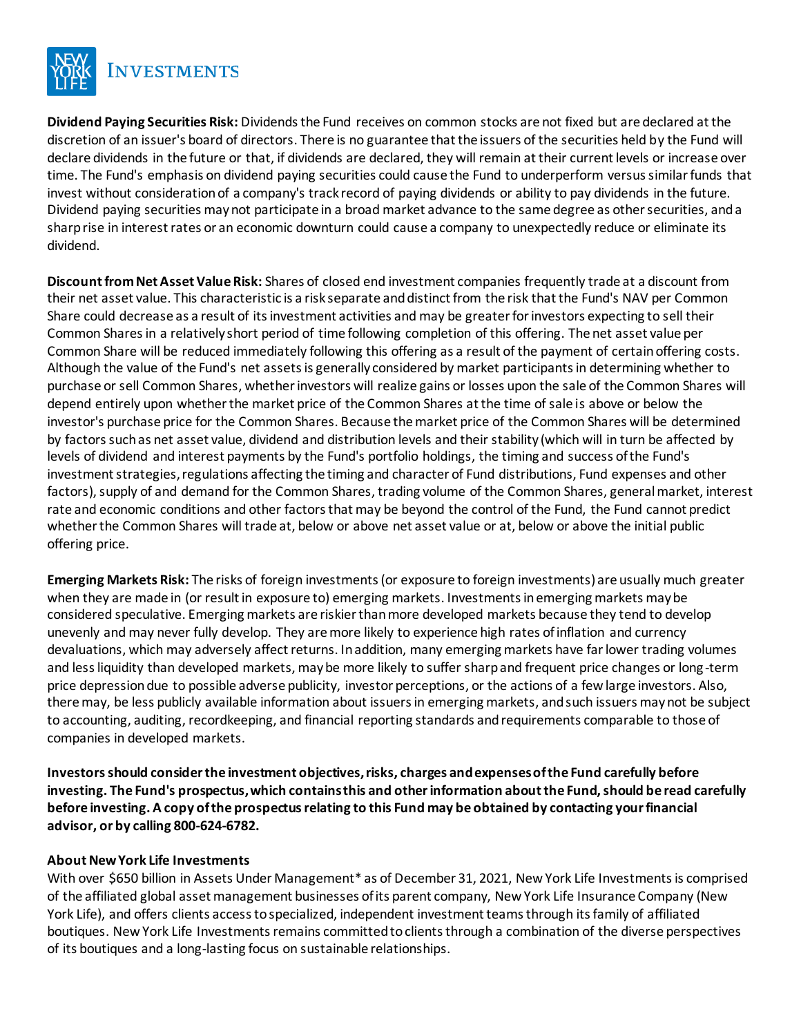**Dividend Paying Securities Risk:** Dividends the Fund receives on common stocks are not fixed but are declared at the discretion of an issuer's board of directors. There is no guarantee that the issuers of the securities held by the Fund will declare dividends in the future or that, if dividends are declared, they will remain at their current levels or increase over time. The Fund's emphasis on dividend paying securities could cause the Fund to underperform versus similar funds that invest without consideration of a company's track record of paying dividends or ability to pay dividends in the future. Dividend paying securities may not participate in a broad market advance to the same degree as other securities, and a sharp rise in interest rates or an economic downturn could cause a company to unexpectedly reduce or eliminate its dividend.

**Discount from Net Asset Value Risk:** Shares of closed end investment companies frequently trade at a discount from their net asset value. This characteristic is a risk separate and distinct from the risk that the Fund's NAV per Common Share could decrease as a result of its investment activities and may be greater for investors expecting to sell their Common Shares in a relatively short period of time following completion of this offering. The net asset value per Common Share will be reduced immediately following this offering as a result of the payment of certain offering costs. Although the value of the Fund's net assets is generally considered by market participants in determining whether to purchase or sell Common Shares, whether investors will realize gains or losses upon the sale of the Common Shares will depend entirely upon whether the market price of the Common Shares at the time of sale is above or below the investor's purchase price for the Common Shares. Because the market price of the Common Shares will be determined by factors such as net asset value, dividend and distribution levels and their stability (which will in turn be affected by levels of dividend and interest payments by the Fund's portfolio holdings, the timing and success of the Fund's investment strategies, regulations affecting the timing and character of Fund distributions, Fund expenses and other factors), supply of and demand for the Common Shares, trading volume of the Common Shares, general market, interest rate and economic conditions and other factors that may be beyond the control of the Fund, the Fund cannot predict whether the Common Shares will trade at, below or above net asset value or at, below or above the initial public offering price.

**Emerging Markets Risk:** The risks of foreign investments (or exposure to foreign investments) are usually much greater when they are made in (or result in exposure to) emerging markets. Investments in emerging markets may be considered speculative. Emerging markets are riskier than more developed markets because they tend to develop unevenly and may never fully develop. They are more likely to experience high rates of inflation and currency devaluations, which may adversely affect returns. In addition, many emerging markets have far lower trading volumes and less liquidity than developed markets, may be more likely to suffer sharp and frequent price changes or long-term price depression due to possible adverse publicity, investor perceptions, or the actions of a few large investors. Also, there may, be less publicly available information about issuers in emerging markets, and such issuers may not be subject to accounting, auditing, recordkeeping, and financial reporting standards and requirements comparable to those of companies in developed markets.

**Investors should consider the investment objectives, risks, charges and expenses of the Fund carefully before investing. The Fund's prospectus, which contains this and other information about the Fund, should be read carefully before investing. A copy of the prospectus relating to this Fund may be obtained by contacting your financial advisor, or by calling 800-624-6782.**

**About New York Life Investments**

With over $650 billion in Assets Under Management* as of December 31, 2021, New York Life Investments is comprised of the affiliated global asset management businesses of its parent company, New York Life Insurance Company (New York Life), and offers clients access to specialized, independent investment teams through its family of affiliated boutiques. New York Life Investments remains committed to clients through a combination of the diverse perspectives of its boutiques and a long-lasting focus on sustainable relationships.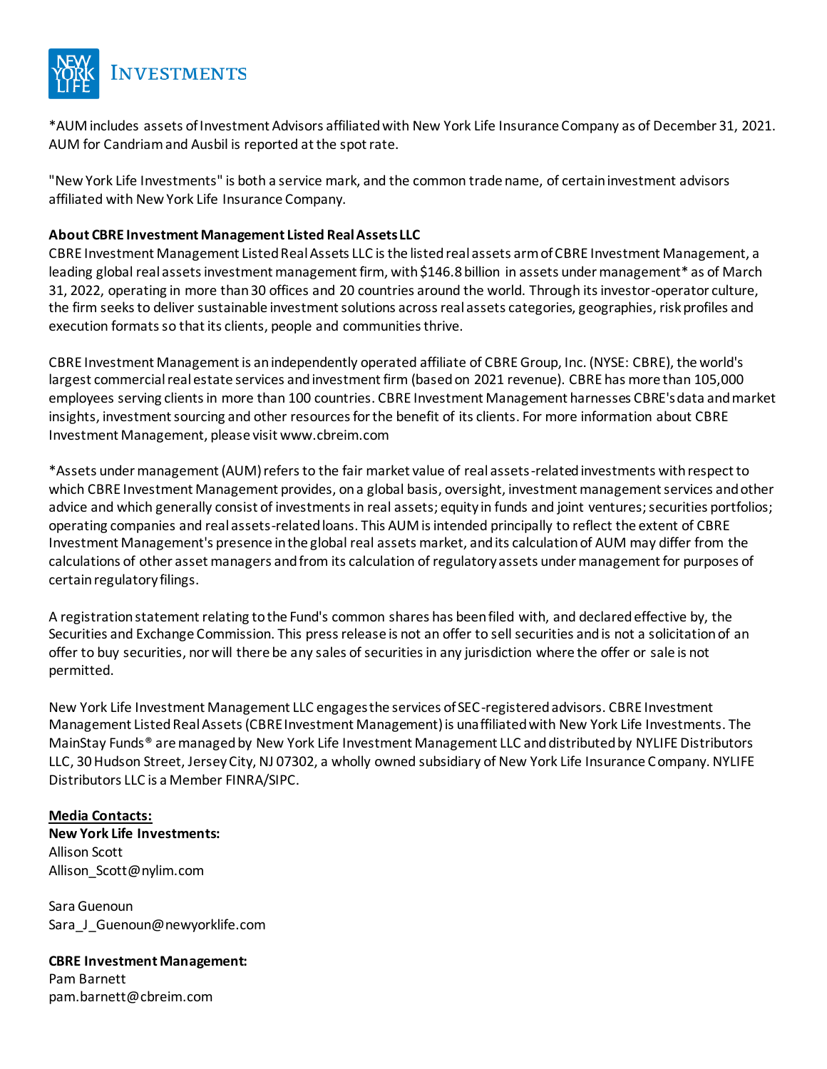*AUM includes assets of Investment Advisors affiliated with New York Life Insurance Company as of December 31, 2021. AUM for Candriam and Ausbil is reported at the spot rate.

"New York Life Investments" is both a service mark, and the common trade name, of certain investment advisors affiliated with New York Life Insurance Company.

**About CBRE Investment Management Listed Real Assets LLC**

CBRE Investment Management Listed Real Assets LLC is the listed real assets arm of CBRE Investment Management, a leading global real assets investment management firm, with $146.8 billion in assets under management* as of March 31, 2022, operating in more than 30 offices and 20 countries around the world. Through its investor-operator culture, the firm seeks to deliver sustainable investment solutions across real assets categories, geographies, risk profiles and execution formats so that its clients, people and communities thrive.

CBRE Investment Management is an independently operated affiliate of CBRE Group, Inc. (NYSE: CBRE), the world's largest commercial real estate services and investment firm (based on 2021 revenue). CBRE has more than 105,000 employees serving clients in more than 100 countries. CBRE Investment Management harnesses CBRE's data and market insights, investment sourcing and other resources for the benefit of its clients. For more information about CBRE Investment Management, please visit www.cbreim.com

*Assets under management (AUM) refers to the fair market value of real assets-related investments with respect to which CBRE Investment Management provides, on a global basis, oversight, investment management services and other advice and which generally consist of investments in real assets; equity in funds and joint ventures; securities portfolios; operating companies and real assets-related loans. This AUM is intended principally to reflect the extent of CBRE Investment Management's presence in the global real assets market, and its calculation of AUM may differ from the calculations of other asset managers and from its calculation of regulatory assets under management for purposes of certain regulatory filings.

A registration statement relating to the Fund's common shares has been filed with, and declared effective by, the Securities and Exchange Commission. This press release is not an offer to sell securities and is not a solicitation of an offer to buy securities, nor will there be any sales of securities in any jurisdiction where the offer or sale is not permitted.

New York Life Investment Management LLC engages the services of SEC-registered advisors. CBRE Investment Management Listed Real Assets (CBRE Investment Management) is unaffiliated with New York Life Investments. The MainStay Funds® are managed by New York Life Investment Management LLC and distributed by NYLIFE Distributors LLC, 30 Hudson Street, Jersey City, NJ 07302, a wholly owned subsidiary of New York Life Insurance Company. NYLIFE Distributors LLC is a Member FINRA/SIPC.

**Media Contacts:**

**New York Life Investments:**
Allison Scott
Allison_Scott@nylim.com

Sara Guenoun
Sara_J_Guenoun@newyorklife.com

**CBRE Investment Management:**
Pam Barnett
pam.barnett@cbreim.com